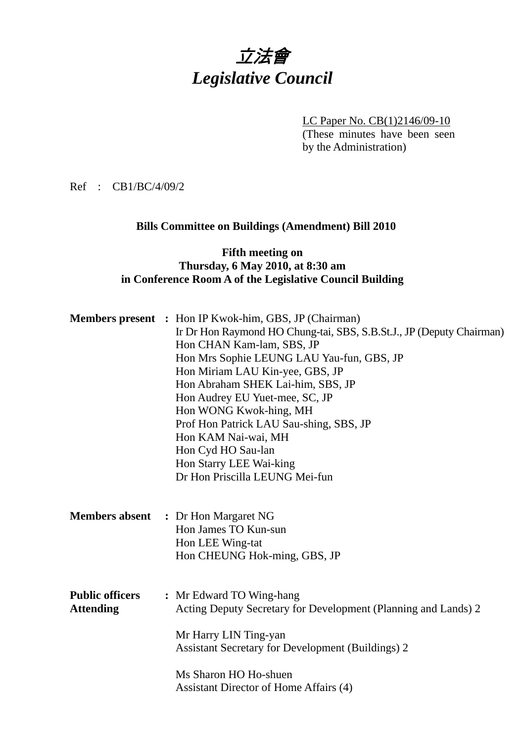# 立法會
# *Legislative Council*

LC Paper No. CB(1)2146/09-10
(These minutes have been seen by the Administration)

Ref : CB1/BC/4/09/2

**Bills Committee on Buildings (Amendment) Bill 2010**

**Fifth meeting on**
**Thursday, 6 May 2010, at 8:30 am**
**in Conference Room A of the Legislative Council Building**

**Members present :**
Hon IP Kwok-him, GBS, JP (Chairman)
Ir Dr Hon Raymond HO Chung-tai, SBS, S.B.St.J., JP (Deputy Chairman)
Hon CHAN Kam-lam, SBS, JP
Hon Mrs Sophie LEUNG LAU Yau-fun, GBS, JP
Hon Miriam LAU Kin-yee, GBS, JP
Hon Abraham SHEK Lai-him, SBS, JP
Hon Audrey EU Yuet-mee, SC, JP
Hon WONG Kwok-hing, MH
Prof Hon Patrick LAU Sau-shing, SBS, JP
Hon KAM Nai-wai, MH
Hon Cyd HO Sau-lan
Hon Starry LEE Wai-king
Dr Hon Priscilla LEUNG Mei-fun

**Members absent :**
Dr Hon Margaret NG
Hon James TO Kun-sun
Hon LEE Wing-tat
Hon CHEUNG Hok-ming, GBS, JP

**Public officers Attending :**
Mr Edward TO Wing-hang
Acting Deputy Secretary for Development (Planning and Lands) 2

Mr Harry LIN Ting-yan
Assistant Secretary for Development (Buildings) 2

Ms Sharon HO Ho-shuen
Assistant Director of Home Affairs (4)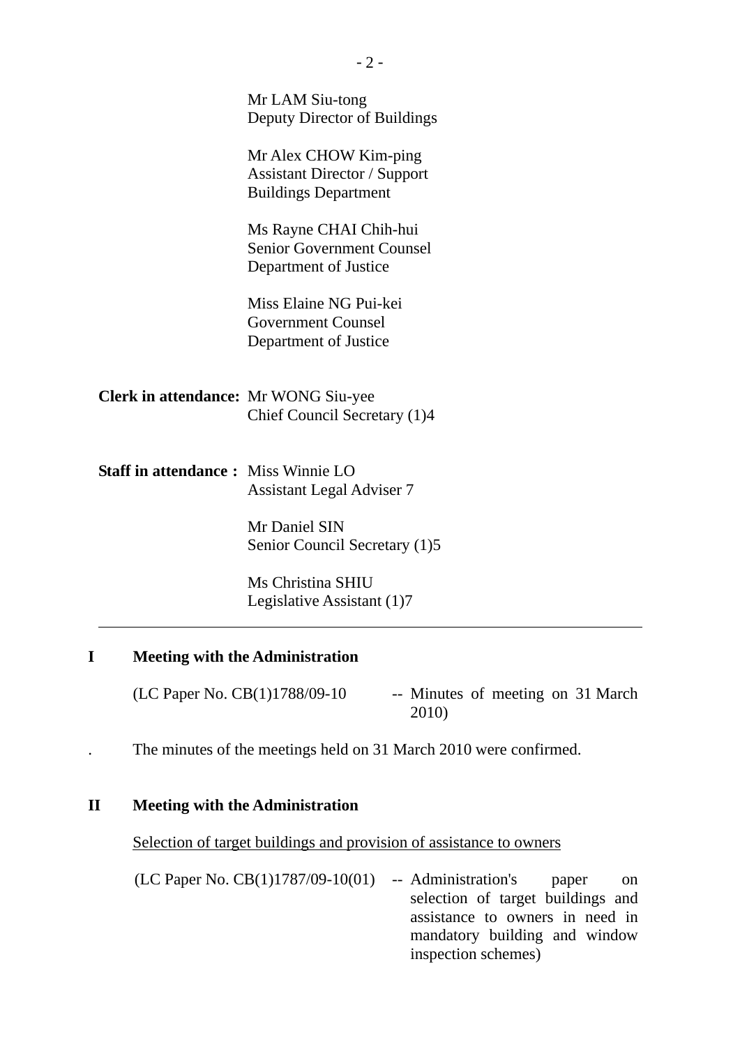Mr LAM Siu-tong
Deputy Director of Buildings

Mr Alex CHOW Kim-ping
Assistant Director / Support
Buildings Department

Ms Rayne CHAI Chih-hui
Senior Government Counsel
Department of Justice

Miss Elaine NG Pui-kei
Government Counsel
Department of Justice

**Clerk in attendance:** Mr WONG Siu-yee
Chief Council Secretary (1)4

**Staff in attendance :** Miss Winnie LO
Assistant Legal Adviser 7

Mr Daniel SIN
Senior Council Secretary (1)5

Ms Christina SHIU
Legislative Assistant (1)7

---

## I Meeting with the Administration

(LC Paper No. CB(1)1788/09-10 -- Minutes of meeting on 31 March 2010)

. The minutes of the meetings held on 31 March 2010 were confirmed.

## II Meeting with the Administration

Selection of target buildings and provision of assistance to owners

(LC Paper No. CB(1)1787/09-10(01) -- Administration's paper on selection of target buildings and assistance to owners in need in mandatory building and window inspection schemes)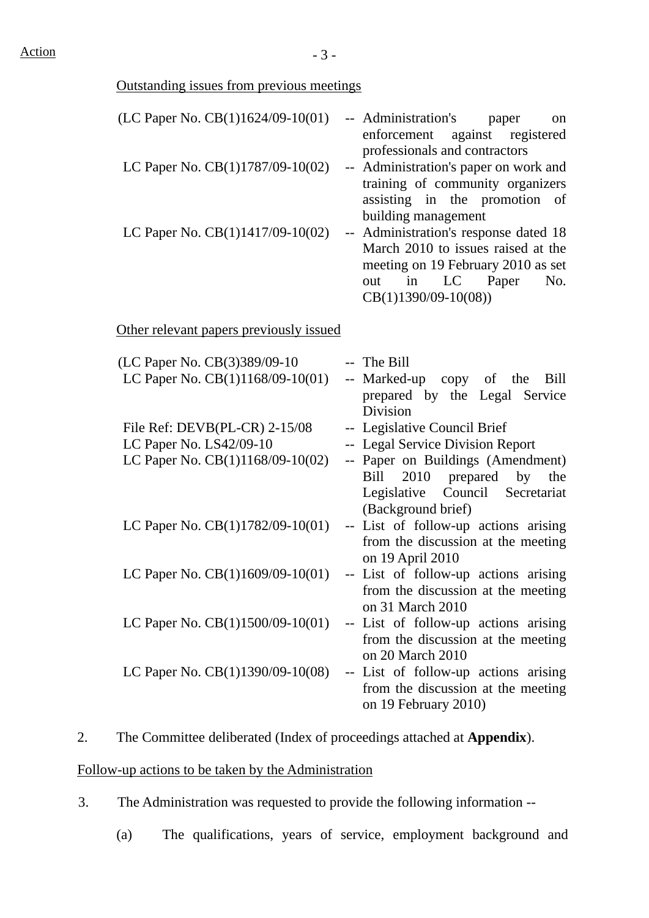Action

Outstanding issues from previous meetings

(LC Paper No. CB(1)1624/09-10(01) -- Administration's paper on enforcement against registered professionals and contractors

LC Paper No. CB(1)1787/09-10(02) -- Administration's paper on work and training of community organizers assisting in the promotion of building management

LC Paper No. CB(1)1417/09-10(02) -- Administration's response dated 18 March 2010 to issues raised at the meeting on 19 February 2010 as set out in LC Paper No. CB(1)1390/09-10(08))

Other relevant papers previously issued

(LC Paper No. CB(3)389/09-10 -- The Bill

LC Paper No. CB(1)1168/09-10(01) -- Marked-up copy of the Bill prepared by the Legal Service Division

File Ref: DEVB(PL-CR) 2-15/08 -- Legislative Council Brief

LC Paper No. LS42/09-10 -- Legal Service Division Report

LC Paper No. CB(1)1168/09-10(02) -- Paper on Buildings (Amendment) Bill 2010 prepared by the Legislative Council Secretariat (Background brief)

LC Paper No. CB(1)1782/09-10(01) -- List of follow-up actions arising from the discussion at the meeting on 19 April 2010

LC Paper No. CB(1)1609/09-10(01) -- List of follow-up actions arising from the discussion at the meeting on 31 March 2010

LC Paper No. CB(1)1500/09-10(01) -- List of follow-up actions arising from the discussion at the meeting on 20 March 2010

LC Paper No. CB(1)1390/09-10(08) -- List of follow-up actions arising from the discussion at the meeting on 19 February 2010)

2. The Committee deliberated (Index of proceedings attached at **Appendix**).

Follow-up actions to be taken by the Administration

3. The Administration was requested to provide the following information --

(a) The qualifications, years of service, employment background and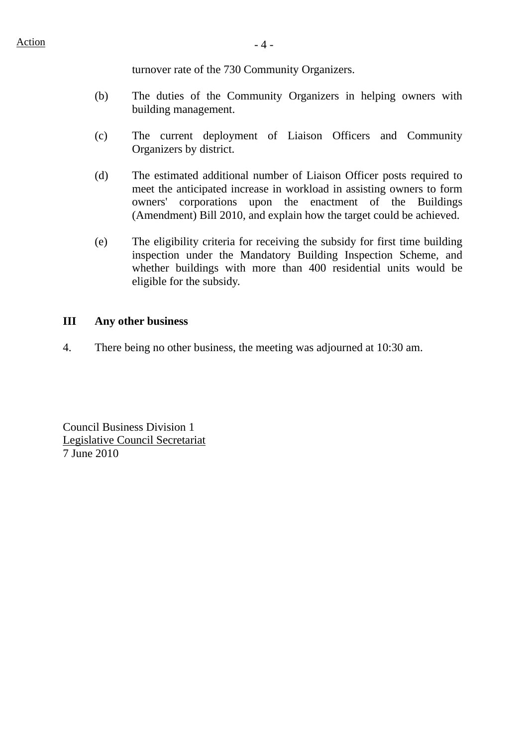turnover rate of the 730 Community Organizers.

(b) The duties of the Community Organizers in helping owners with building management.

(c) The current deployment of Liaison Officers and Community Organizers by district.

(d) The estimated additional number of Liaison Officer posts required to meet the anticipated increase in workload in assisting owners to form owners' corporations upon the enactment of the Buildings (Amendment) Bill 2010, and explain how the target could be achieved.

(e) The eligibility criteria for receiving the subsidy for first time building inspection under the Mandatory Building Inspection Scheme, and whether buildings with more than 400 residential units would be eligible for the subsidy.

## III Any other business

4. There being no other business, the meeting was adjourned at 10:30 am.

Council Business Division 1
Legislative Council Secretariat
7 June 2010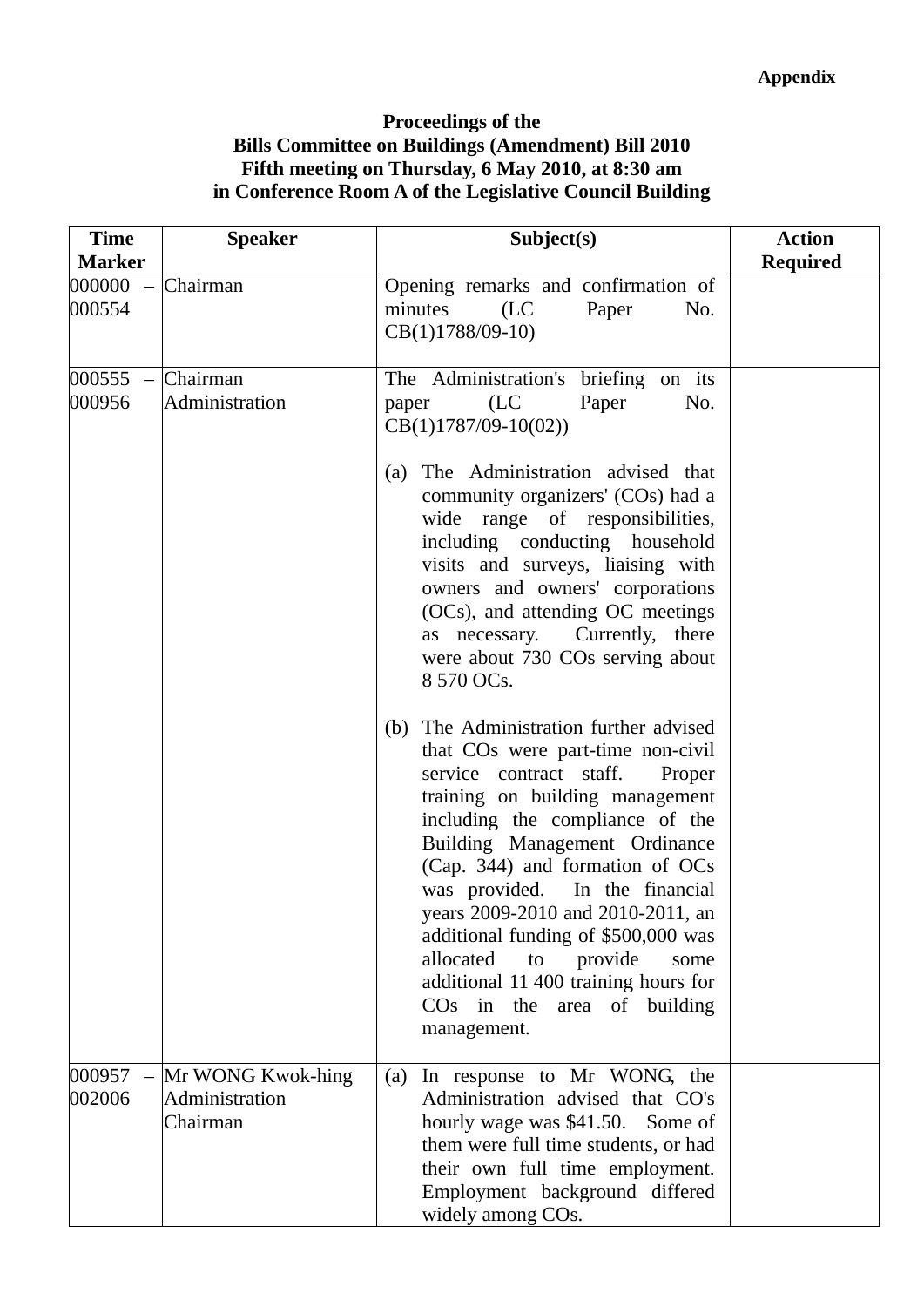**Appendix**

**Proceedings of the**
**Bills Committee on Buildings (Amendment) Bill 2010**
**Fifth meeting on Thursday, 6 May 2010, at 8:30 am**
**in Conference Room A of the Legislative Council Building**

| Time Marker | Speaker | Subject(s) | Action Required |
|---|---|---|---|
| 000000 – 000554 | Chairman | Opening remarks and confirmation of minutes (LC Paper No. CB(1)1788/09-10) | |
| 000555 – 000956 | Chairman<br>Administration | The Administration's briefing on its paper (LC Paper No. CB(1)1787/09-10(02))<br><br>(a) The Administration advised that community organizers' (COs) had a wide range of responsibilities, including conducting household visits and surveys, liaising with owners and owners' corporations (OCs), and attending OC meetings as necessary. Currently, there were about 730 COs serving about 8 570 OCs.<br><br>(b) The Administration further advised that COs were part-time non-civil service contract staff. Proper training on building management including the compliance of the Building Management Ordinance (Cap. 344) and formation of OCs was provided. In the financial years 2009-2010 and 2010-2011, an additional funding of $500,000 was allocated to provide some additional 11 400 training hours for COs in the area of building management. | |
| 000957 – 002006 | Mr WONG Kwok-hing<br>Administration<br>Chairman | (a) In response to Mr WONG, the Administration advised that CO's hourly wage was $41.50. Some of them were full time students, or had their own full time employment. Employment background differed widely among COs. | |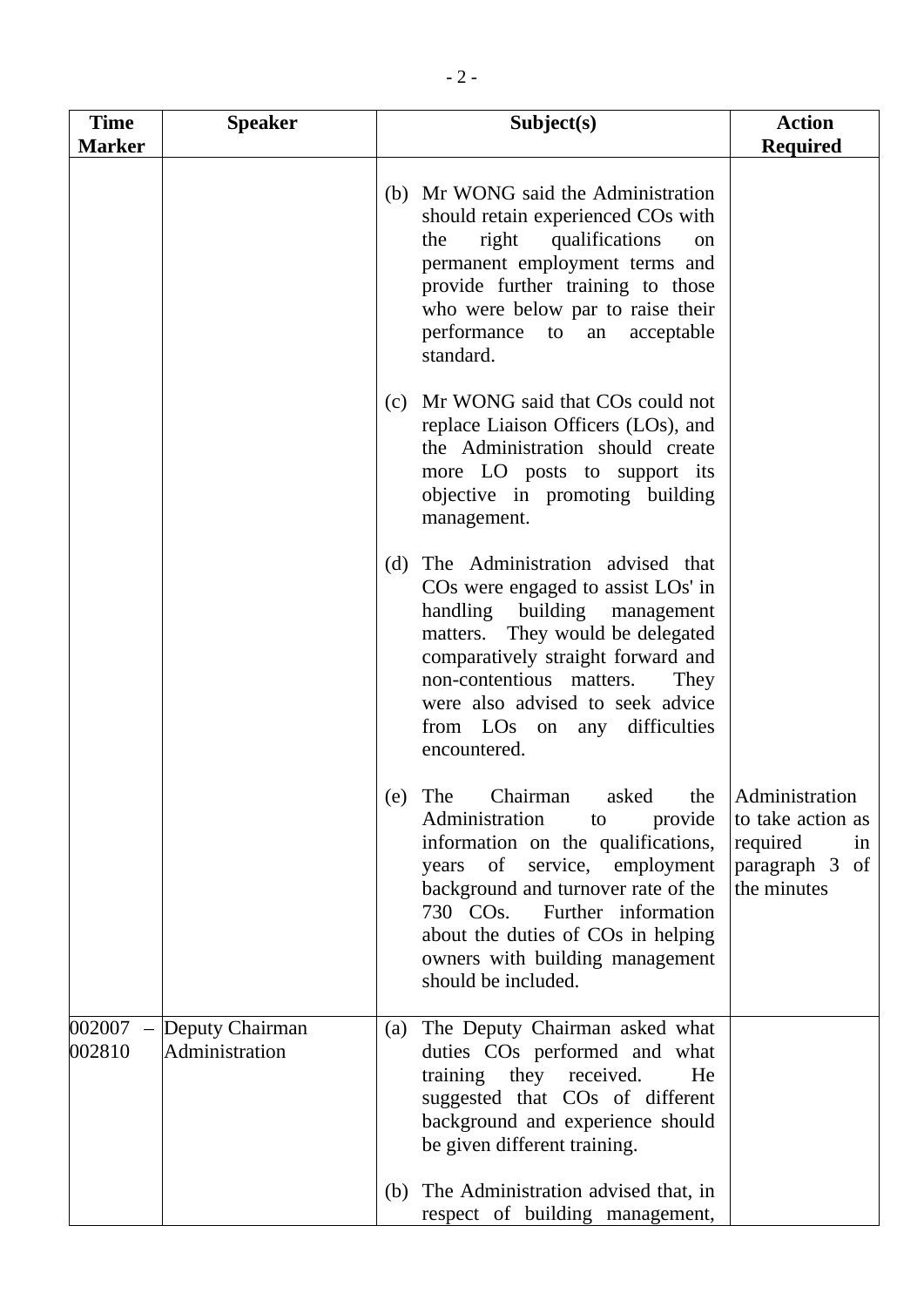| Time Marker | Speaker | Subject(s) | Action Required |
|---|---|---|---|
| | | (b) Mr WONG said the Administration should retain experienced COs with the right qualifications on permanent employment terms and provide further training to those who were below par to raise their performance to an acceptable standard.<br><br>(c) Mr WONG said that COs could not replace Liaison Officers (LOs), and the Administration should create more LO posts to support its objective in promoting building management.<br><br>(d) The Administration advised that COs were engaged to assist LOs' in handling building management matters. They would be delegated comparatively straight forward and non-contentious matters. They were also advised to seek advice from LOs on any difficulties encountered.<br><br>(e) The Chairman asked the Administration to provide information on the qualifications, years of service, employment background and turnover rate of the 730 COs. Further information about the duties of COs in helping owners with building management should be included. | <br><br><br><br><br><br><br><br><br><br><br><br><br><br><br><br><br><br><br><br>Administration to take action as required in paragraph 3 of the minutes |
| 002007 – 002810 | Deputy Chairman<br>Administration | (a) The Deputy Chairman asked what duties COs performed and what training they received. He suggested that COs of different background and experience should be given different training.<br><br>(b) The Administration advised that, in respect of building management, | |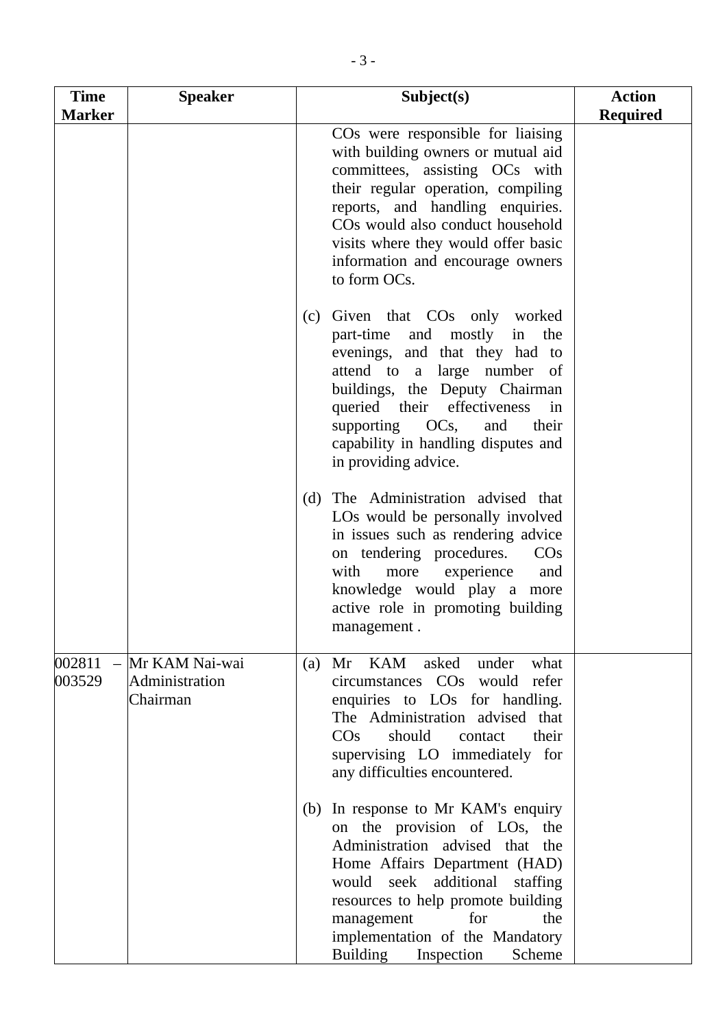| Time Marker | Speaker | Subject(s) | Action Required |
|---|---|---|---|
| | | COs were responsible for liaising with building owners or mutual aid committees, assisting OCs with their regular operation, compiling reports, and handling enquiries. COs would also conduct household visits where they would offer basic information and encourage owners to form OCs.<br><br>(c) Given that COs only worked part-time and mostly in the evenings, and that they had to attend to a large number of buildings, the Deputy Chairman queried their effectiveness in supporting OCs, and their capability in handling disputes and in providing advice.<br><br>(d) The Administration advised that LOs would be personally involved in issues such as rendering advice on tendering procedures. COs with more experience and knowledge would play a more active role in promoting building management . | |
| 002811 – 003529 | Mr KAM Nai-wai<br>Administration<br>Chairman | (a) Mr KAM asked under what circumstances COs would refer enquiries to LOs for handling. The Administration advised that COs should contact their supervising LO immediately for any difficulties encountered.<br><br>(b) In response to Mr KAM's enquiry on the provision of LOs, the Administration advised that the Home Affairs Department (HAD) would seek additional staffing resources to help promote building management for the implementation of the Mandatory Building Inspection Scheme | |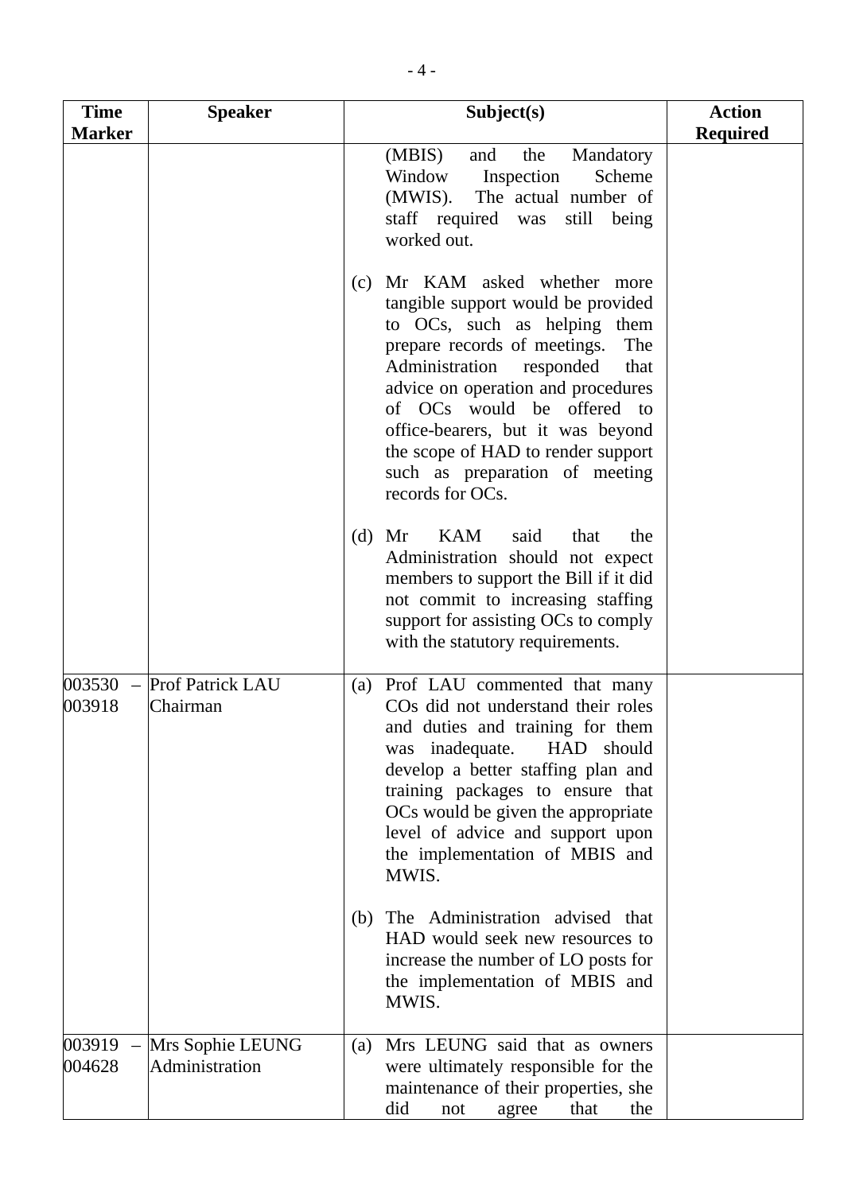| Time Marker | Speaker | Subject(s) | Action Required |
|---|---|---|---|
| | | (MBIS) and the Mandatory Window Inspection Scheme (MWIS). The actual number of staff required was still being worked out.<br><br>(c) Mr KAM asked whether more tangible support would be provided to OCs, such as helping them prepare records of meetings. The Administration responded that advice on operation and procedures of OCs would be offered to office-bearers, but it was beyond the scope of HAD to render support such as preparation of meeting records for OCs.<br><br>(d) Mr KAM said that the Administration should not expect members to support the Bill if it did not commit to increasing staffing support for assisting OCs to comply with the statutory requirements. | |
| 003530 – 003918 | Prof Patrick LAU<br>Chairman | (a) Prof LAU commented that many COs did not understand their roles and duties and training for them was inadequate. HAD should develop a better staffing plan and training packages to ensure that OCs would be given the appropriate level of advice and support upon the implementation of MBIS and MWIS.<br><br>(b) The Administration advised that HAD would seek new resources to increase the number of LO posts for the implementation of MBIS and MWIS. | |
| 003919 – 004628 | Mrs Sophie LEUNG<br>Administration | (a) Mrs LEUNG said that as owners were ultimately responsible for the maintenance of their properties, she did not agree that the | |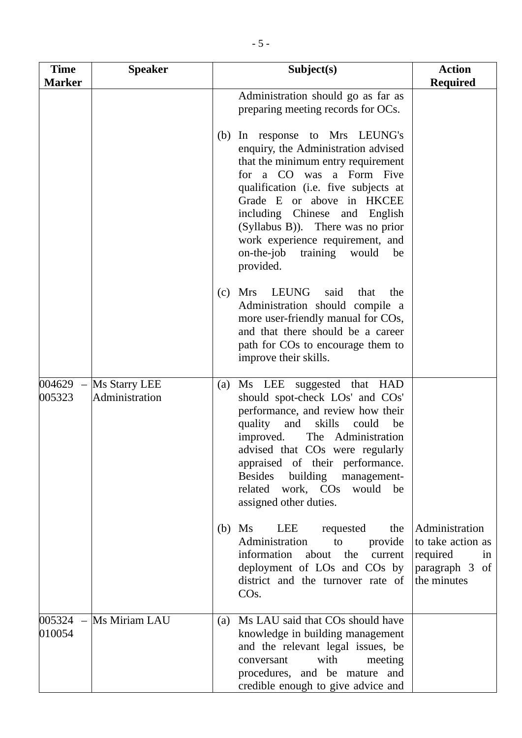| Time Marker | Speaker | Subject(s) | Action Required |
|---|---|---|---|
| | | Administration should go as far as preparing meeting records for OCs.<br><br>(b) In response to Mrs LEUNG's enquiry, the Administration advised that the minimum entry requirement for a CO was a Form Five qualification (i.e. five subjects at Grade E or above in HKCEE including Chinese and English (Syllabus B)). There was no prior work experience requirement, and on-the-job training would be provided.<br><br>(c) Mrs LEUNG said that the Administration should compile a more user-friendly manual for COs, and that there should be a career path for COs to encourage them to improve their skills. | |
| 004629 – 005323 | Ms Starry LEE<br>Administration | (a) Ms LEE suggested that HAD should spot-check LOs' and COs' performance, and review how their quality and skills could be improved. The Administration advised that COs were regularly appraised of their performance. Besides building management-related work, COs would be assigned other duties.<br><br>(b) Ms LEE requested the Administration to provide information about the current deployment of LOs and COs by district and the turnover rate of COs. | <br><br><br><br><br><br><br><br>Administration to take action as required in paragraph 3 of the minutes |
| 005324 – 010054 | Ms Miriam LAU | (a) Ms LAU said that COs should have knowledge in building management and the relevant legal issues, be conversant with meeting procedures, and be mature and credible enough to give advice and | |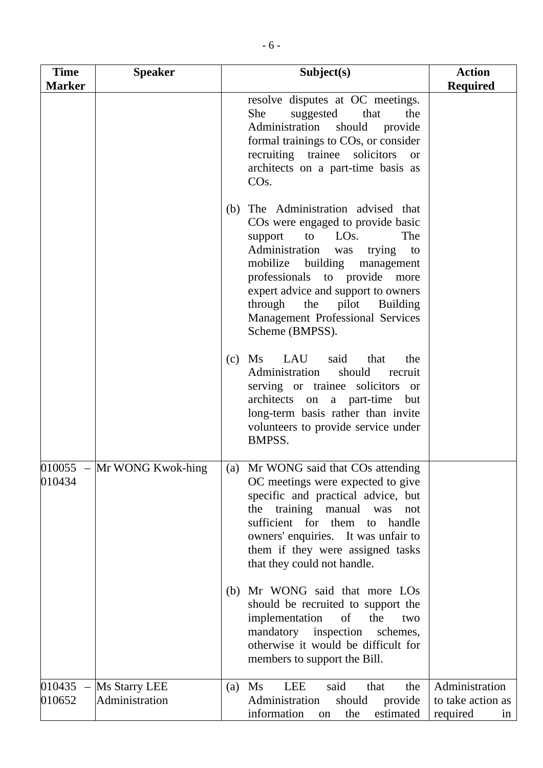| Time Marker | Speaker | Subject(s) | Action Required |
|---|---|---|---|
| | | resolve disputes at OC meetings. She suggested that the Administration should provide formal trainings to COs, or consider recruiting trainee solicitors or architects on a part-time basis as COs.<br><br>(b) The Administration advised that COs were engaged to provide basic support to LOs. The Administration was trying to mobilize building management professionals to provide more expert advice and support to owners through the pilot Building Management Professional Services Scheme (BMPSS).<br><br>(c) Ms LAU said that the Administration should recruit serving or trainee solicitors or architects on a part-time but long-term basis rather than invite volunteers to provide service under BMPSS. | |
| 010055 – 010434 | Mr WONG Kwok-hing | (a) Mr WONG said that COs attending OC meetings were expected to give specific and practical advice, but the training manual was not sufficient for them to handle owners' enquiries. It was unfair to them if they were assigned tasks that they could not handle.<br><br>(b) Mr WONG said that more LOs should be recruited to support the implementation of the two mandatory inspection schemes, otherwise it would be difficult for members to support the Bill. | |
| 010435 – 010652 | Ms Starry LEE<br>Administration | (a) Ms LEE said that the Administration should provide information on the estimated | Administration to take action as required in |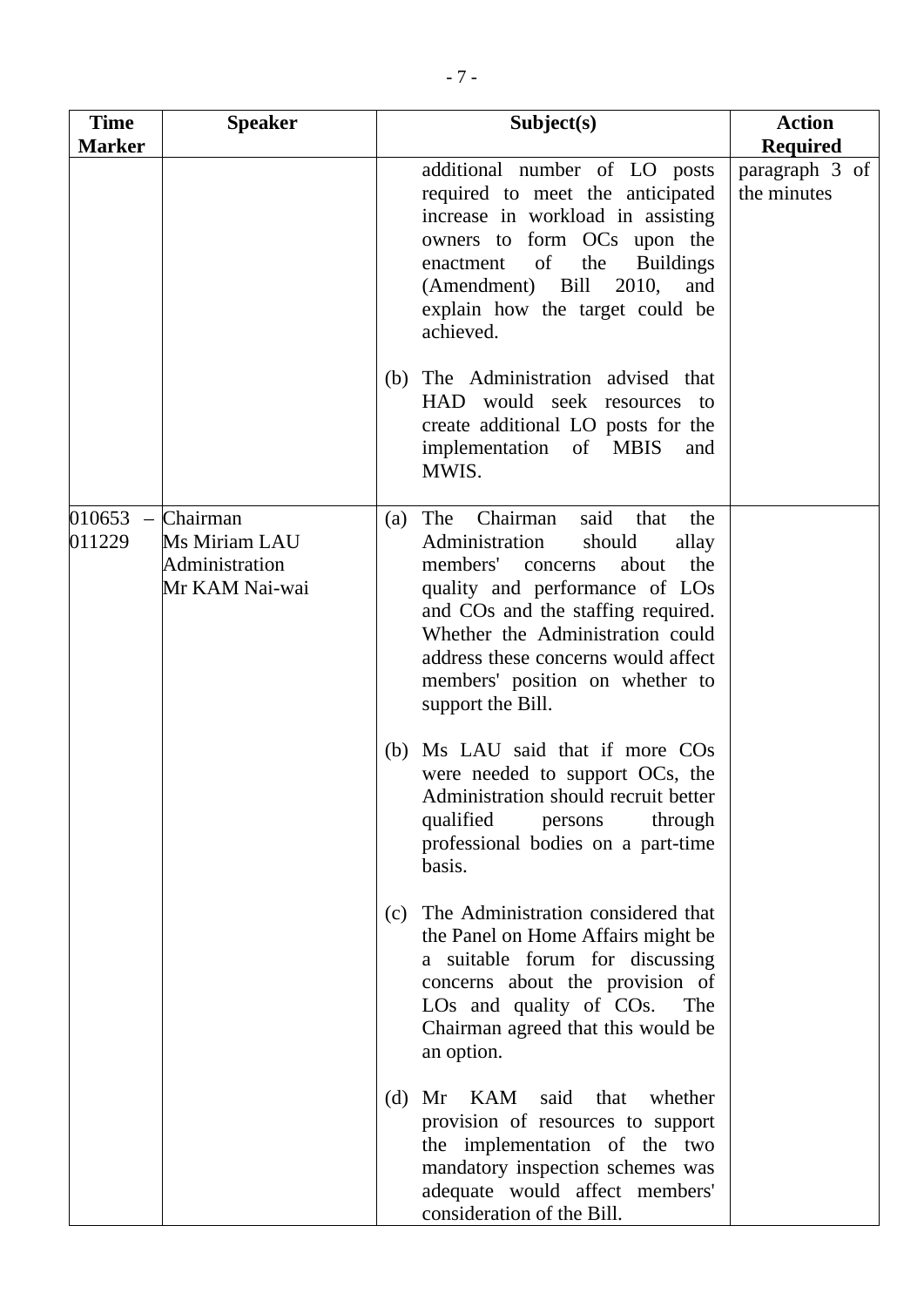| Time Marker | Speaker | Subject(s) | Action Required |
|---|---|---|---|
| | | additional number of LO posts required to meet the anticipated increase in workload in assisting owners to form OCs upon the enactment of the Buildings (Amendment) Bill 2010, and explain how the target could be achieved.<br><br>(b) The Administration advised that HAD would seek resources to create additional LO posts for the implementation of MBIS and MWIS. | paragraph 3 of the minutes |
| 010653 – 011229 | Chairman<br>Ms Miriam LAU<br>Administration<br>Mr KAM Nai-wai | (a) The Chairman said that the Administration should allay members' concerns about the quality and performance of LOs and COs and the staffing required. Whether the Administration could address these concerns would affect members' position on whether to support the Bill.<br><br>(b) Ms LAU said that if more COs were needed to support OCs, the Administration should recruit better qualified persons through professional bodies on a part-time basis.<br><br>(c) The Administration considered that the Panel on Home Affairs might be a suitable forum for discussing concerns about the provision of LOs and quality of COs. The Chairman agreed that this would be an option.<br><br>(d) Mr KAM said that whether provision of resources to support the implementation of the two mandatory inspection schemes was adequate would affect members' consideration of the Bill. | |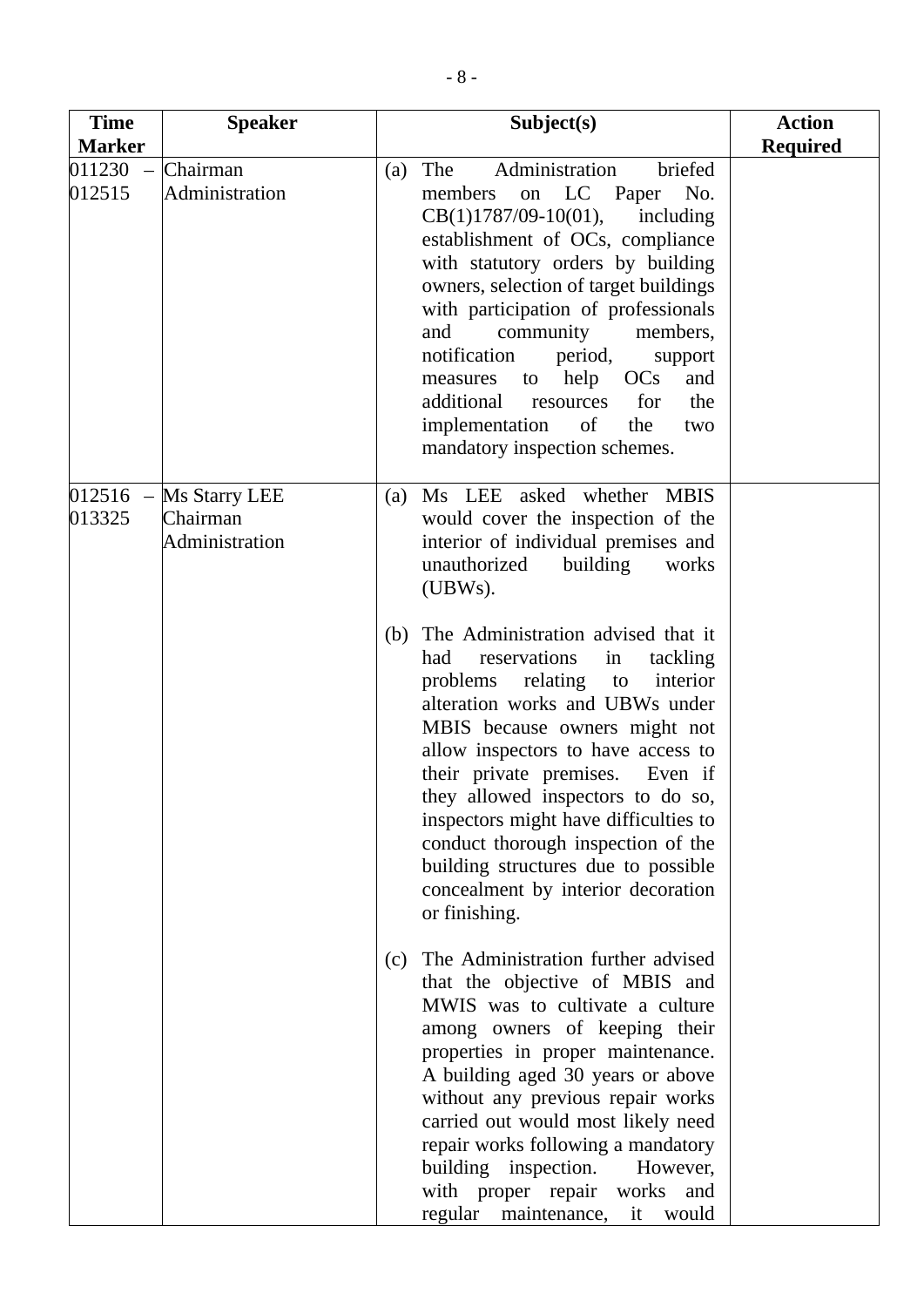| Time Marker | Speaker | Subject(s) | Action Required |
|---|---|---|---|
| 011230 – 012515 | Chairman<br>Administration | (a) The Administration briefed members on LC Paper No. CB(1)1787/09-10(01), including establishment of OCs, compliance with statutory orders by building owners, selection of target buildings with participation of professionals and community members, notification period, support measures to help OCs and additional resources for the implementation of the two mandatory inspection schemes. | |
| 012516 – 013325 | Ms Starry LEE<br>Chairman<br>Administration | (a) Ms LEE asked whether MBIS would cover the inspection of the interior of individual premises and unauthorized building works (UBWs).<br><br>(b) The Administration advised that it had reservations in tackling problems relating to interior alteration works and UBWs under MBIS because owners might not allow inspectors to have access to their private premises. Even if they allowed inspectors to do so, inspectors might have difficulties to conduct thorough inspection of the building structures due to possible concealment by interior decoration or finishing.<br><br>(c) The Administration further advised that the objective of MBIS and MWIS was to cultivate a culture among owners of keeping their properties in proper maintenance. A building aged 30 years or above without any previous repair works carried out would most likely need repair works following a mandatory building inspection. However, with proper repair works and regular maintenance, it would | |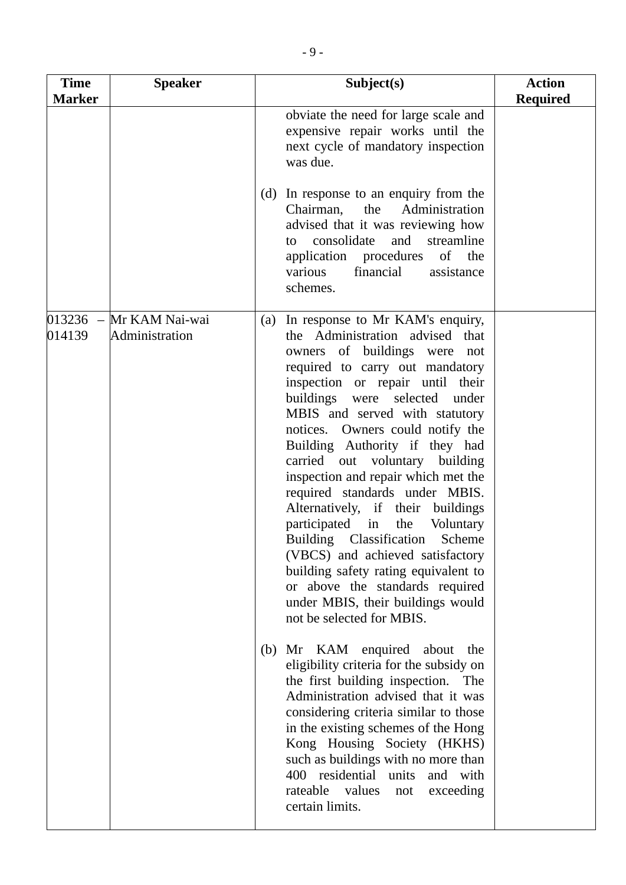| Time Marker | Speaker | Subject(s) | Action Required |
|---|---|---|---|
| | | obviate the need for large scale and expensive repair works until the next cycle of mandatory inspection was due.<br><br>(d) In response to an enquiry from the Chairman, the Administration advised that it was reviewing how to consolidate and streamline application procedures of the various financial assistance schemes. | |
| 013236 – 014139 | Mr KAM Nai-wai<br>Administration | (a) In response to Mr KAM's enquiry, the Administration advised that owners of buildings were not required to carry out mandatory inspection or repair until their buildings were selected under MBIS and served with statutory notices. Owners could notify the Building Authority if they had carried out voluntary building inspection and repair which met the required standards under MBIS. Alternatively, if their buildings participated in the Voluntary Building Classification Scheme (VBCS) and achieved satisfactory building safety rating equivalent to or above the standards required under MBIS, their buildings would not be selected for MBIS.<br><br>(b) Mr KAM enquired about the eligibility criteria for the subsidy on the first building inspection. The Administration advised that it was considering criteria similar to those in the existing schemes of the Hong Kong Housing Society (HKHS) such as buildings with no more than 400 residential units and with rateable values not exceeding certain limits. | |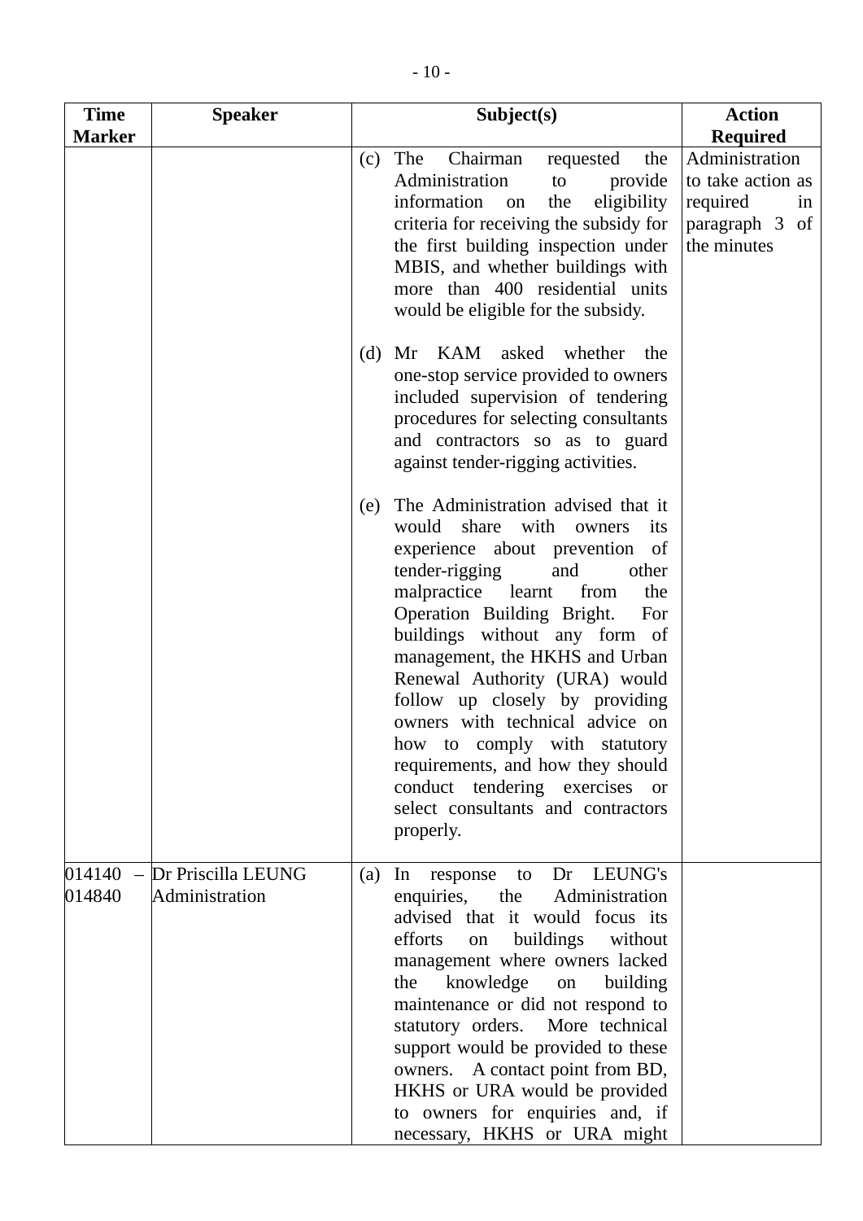| Time Marker | Speaker | Subject(s) | Action Required |
|---|---|---|---|
| | | (c) The Chairman requested the Administration to provide information on the eligibility criteria for receiving the subsidy for the first building inspection under MBIS, and whether buildings with more than 400 residential units would be eligible for the subsidy.<br><br>(d) Mr KAM asked whether the one-stop service provided to owners included supervision of tendering procedures for selecting consultants and contractors so as to guard against tender-rigging activities.<br><br>(e) The Administration advised that it would share with owners its experience about prevention of tender-rigging and other malpractice learnt from the Operation Building Bright. For buildings without any form of management, the HKHS and Urban Renewal Authority (URA) would follow up closely by providing owners with technical advice on how to comply with statutory requirements, and how they should conduct tendering exercises or select consultants and contractors properly. | Administration to take action as required in paragraph 3 of the minutes |
| 014140 – 014840 | Dr Priscilla LEUNG<br>Administration | (a) In response to Dr LEUNG's enquiries, the Administration advised that it would focus its efforts on buildings without management where owners lacked the knowledge on building maintenance or did not respond to statutory orders. More technical support would be provided to these owners. A contact point from BD, HKHS or URA would be provided to owners for enquiries and, if necessary, HKHS or URA might | |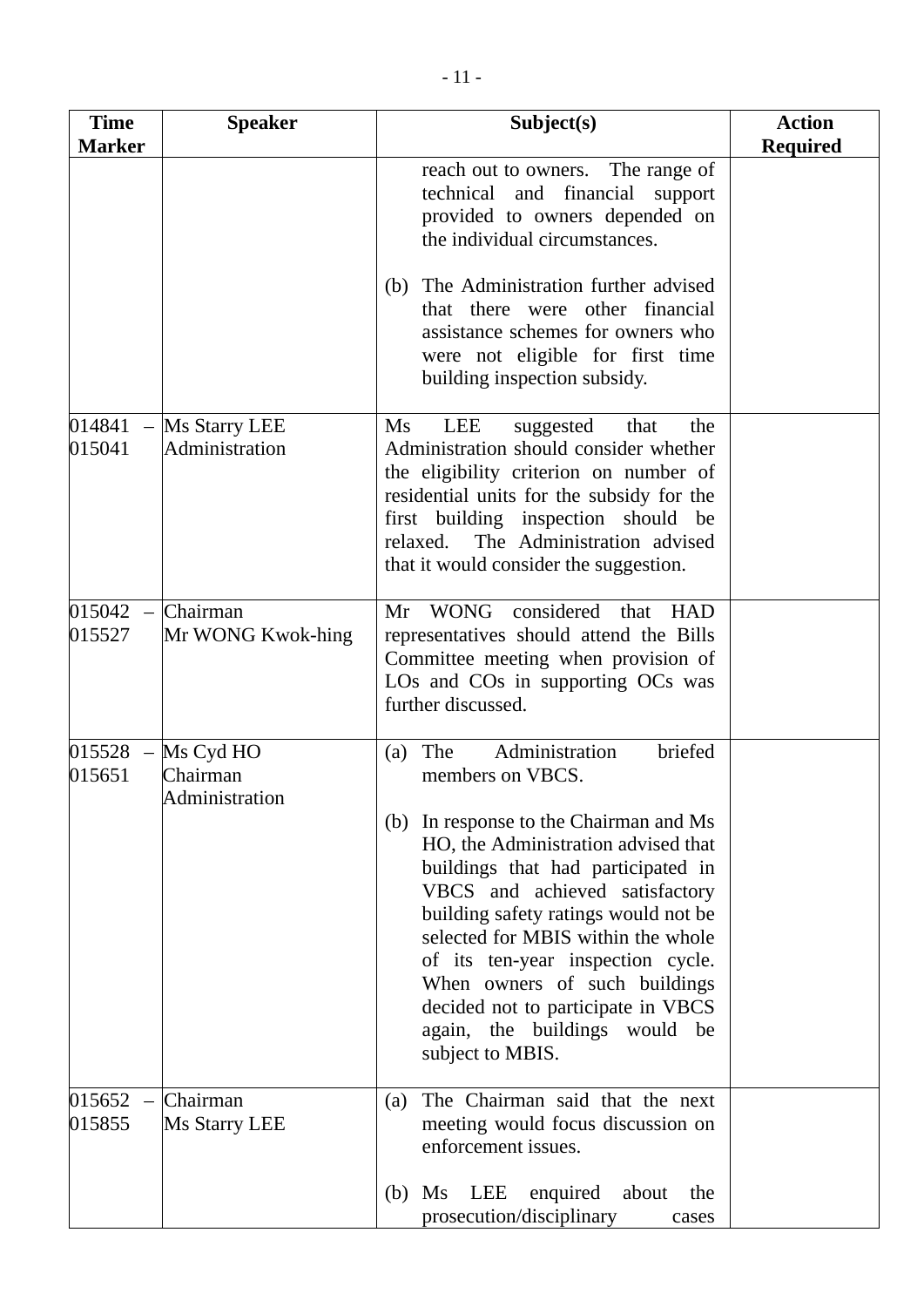| Time Marker | Speaker | Subject(s) | Action Required |
|---|---|---|---|
| | | reach out to owners. The range of technical and financial support provided to owners depended on the individual circumstances.<br><br>(b) The Administration further advised that there were other financial assistance schemes for owners who were not eligible for first time building inspection subsidy. | |
| 014841 – 015041 | Ms Starry LEE<br>Administration | Ms LEE suggested that the Administration should consider whether the eligibility criterion on number of residential units for the subsidy for the first building inspection should be relaxed. The Administration advised that it would consider the suggestion. | |
| 015042 – 015527 | Chairman<br>Mr WONG Kwok-hing | Mr WONG considered that HAD representatives should attend the Bills Committee meeting when provision of LOs and COs in supporting OCs was further discussed. | |
| 015528 – 015651 | Ms Cyd HO<br>Chairman<br>Administration | (a) The Administration briefed members on VBCS.<br><br>(b) In response to the Chairman and Ms HO, the Administration advised that buildings that had participated in VBCS and achieved satisfactory building safety ratings would not be selected for MBIS within the whole of its ten-year inspection cycle. When owners of such buildings decided not to participate in VBCS again, the buildings would be subject to MBIS. | |
| 015652 – 015855 | Chairman<br>Ms Starry LEE | (a) The Chairman said that the next meeting would focus discussion on enforcement issues.<br><br>(b) Ms LEE enquired about the prosecution/disciplinary cases | |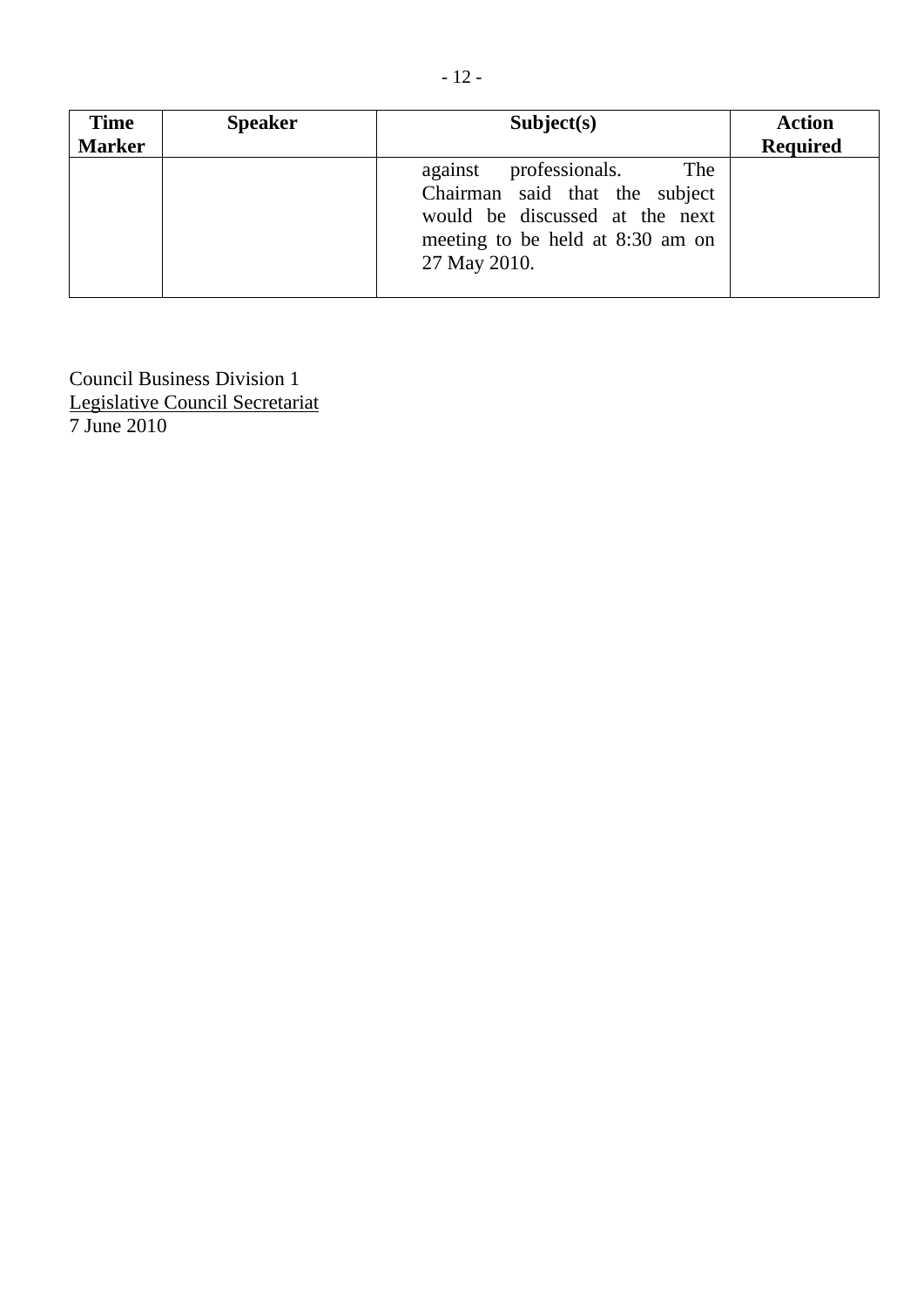| Time Marker | Speaker | Subject(s) | Action Required |
|---|---|---|---|
| | | against professionals. The Chairman said that the subject would be discussed at the next meeting to be held at 8:30 am on 27 May 2010. | |

Council Business Division 1
Legislative Council Secretariat
7 June 2010